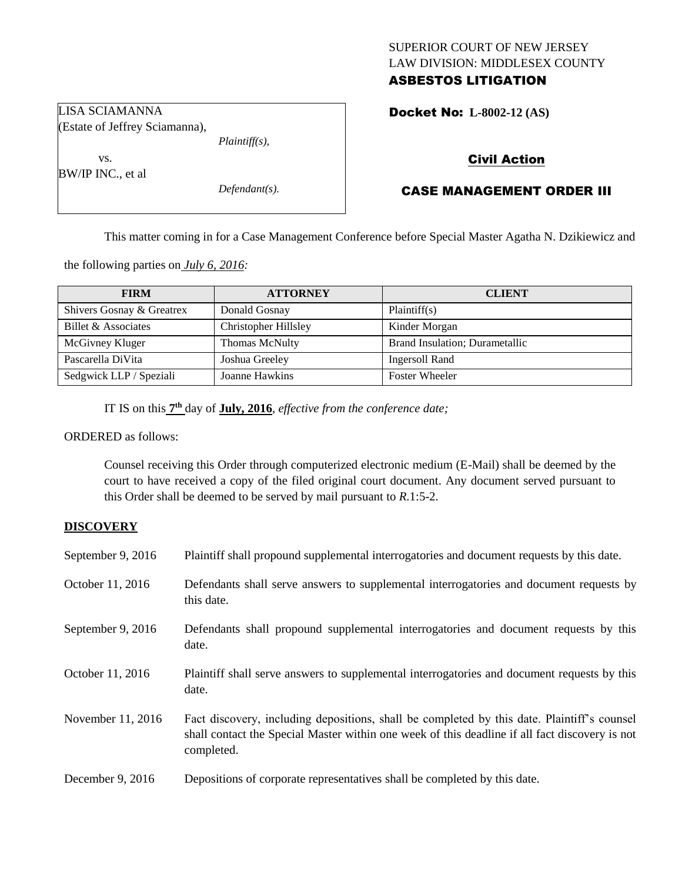SUPERIOR COURT OF NEW JERSEY
LAW DIVISION: MIDDLESEX COUNTY
**ASBESTOS LITIGATION**

LISA SCIAMANNA
(Estate of Jeffrey Sciamanna),
*Plaintiff(s),*

vs.

BW/IP INC., et al
*Defendant(s).*

**Docket No: L-8002-12 (AS)**

**Civil Action**

**CASE MANAGEMENT ORDER III**

This matter coming in for a Case Management Conference before Special Master Agatha N. Dzikiewicz and the following parties on *July 6, 2016:*

| FIRM | ATTORNEY | CLIENT |
|---|---|---|
| Shivers Gosnay & Greatrex | Donald Gosnay | Plaintiff(s) |
| Billet & Associates | Christopher Hillsley | Kinder Morgan |
| McGivney Kluger | Thomas McNulty | Brand Insulation; Durametallic |
| Pascarella DiVita | Joshua Greeley | Ingersoll Rand |
| Sedgwick LLP / Speziali | Joanne Hawkins | Foster Wheeler |

IT IS on this **7th** day of **July, 2016**, *effective from the conference date;*

ORDERED as follows:

Counsel receiving this Order through computerized electronic medium (E-Mail) shall be deemed by the court to have received a copy of the filed original court document. Any document served pursuant to this Order shall be deemed to be served by mail pursuant to *R*.1:5-2.

## DISCOVERY

| | |
|---|---|
| September 9, 2016 | Plaintiff shall propound supplemental interrogatories and document requests by this date. |
| October 11, 2016 | Defendants shall serve answers to supplemental interrogatories and document requests by this date. |
| September 9, 2016 | Defendants shall propound supplemental interrogatories and document requests by this date. |
| October 11, 2016 | Plaintiff shall serve answers to supplemental interrogatories and document requests by this date. |
| November 11, 2016 | Fact discovery, including depositions, shall be completed by this date. Plaintiff's counsel shall contact the Special Master within one week of this deadline if all fact discovery is not completed. |
| December 9, 2016 | Depositions of corporate representatives shall be completed by this date. |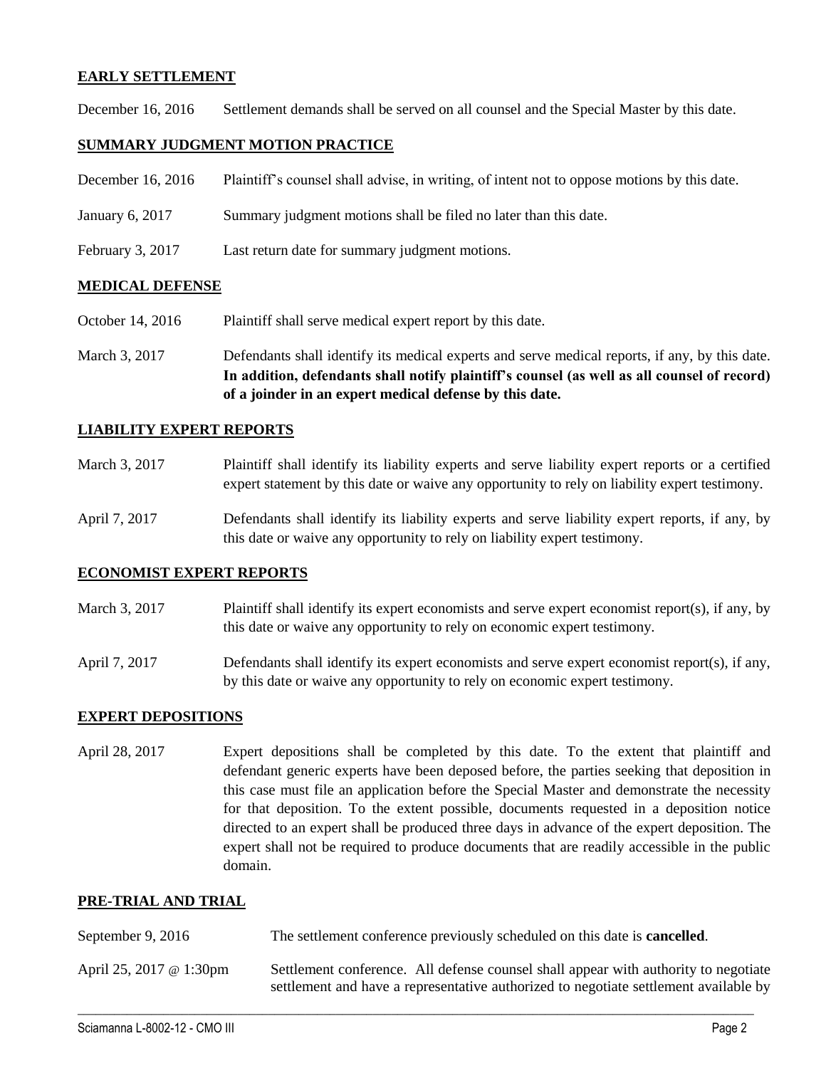## EARLY SETTLEMENT

December 16, 2016 Settlement demands shall be served on all counsel and the Special Master by this date.

## SUMMARY JUDGMENT MOTION PRACTICE

December 16, 2016 Plaintiff's counsel shall advise, in writing, of intent not to oppose motions by this date.

January 6, 2017 Summary judgment motions shall be filed no later than this date.

February 3, 2017 Last return date for summary judgment motions.

## MEDICAL DEFENSE

October 14, 2016 Plaintiff shall serve medical expert report by this date.

March 3, 2017 Defendants shall identify its medical experts and serve medical reports, if any, by this date. **In addition, defendants shall notify plaintiff's counsel (as well as all counsel of record) of a joinder in an expert medical defense by this date.**

## LIABILITY EXPERT REPORTS

March 3, 2017 Plaintiff shall identify its liability experts and serve liability expert reports or a certified expert statement by this date or waive any opportunity to rely on liability expert testimony.

April 7, 2017 Defendants shall identify its liability experts and serve liability expert reports, if any, by this date or waive any opportunity to rely on liability expert testimony.

## ECONOMIST EXPERT REPORTS

March 3, 2017 Plaintiff shall identify its expert economists and serve expert economist report(s), if any, by this date or waive any opportunity to rely on economic expert testimony.

April 7, 2017 Defendants shall identify its expert economists and serve expert economist report(s), if any, by this date or waive any opportunity to rely on economic expert testimony.

## EXPERT DEPOSITIONS

April 28, 2017 Expert depositions shall be completed by this date. To the extent that plaintiff and defendant generic experts have been deposed before, the parties seeking that deposition in this case must file an application before the Special Master and demonstrate the necessity for that deposition. To the extent possible, documents requested in a deposition notice directed to an expert shall be produced three days in advance of the expert deposition. The expert shall not be required to produce documents that are readily accessible in the public domain.

## PRE-TRIAL AND TRIAL

September 9, 2016 The settlement conference previously scheduled on this date is **cancelled**.

April 25, 2017 @ 1:30pm Settlement conference. All defense counsel shall appear with authority to negotiate settlement and have a representative authorized to negotiate settlement available by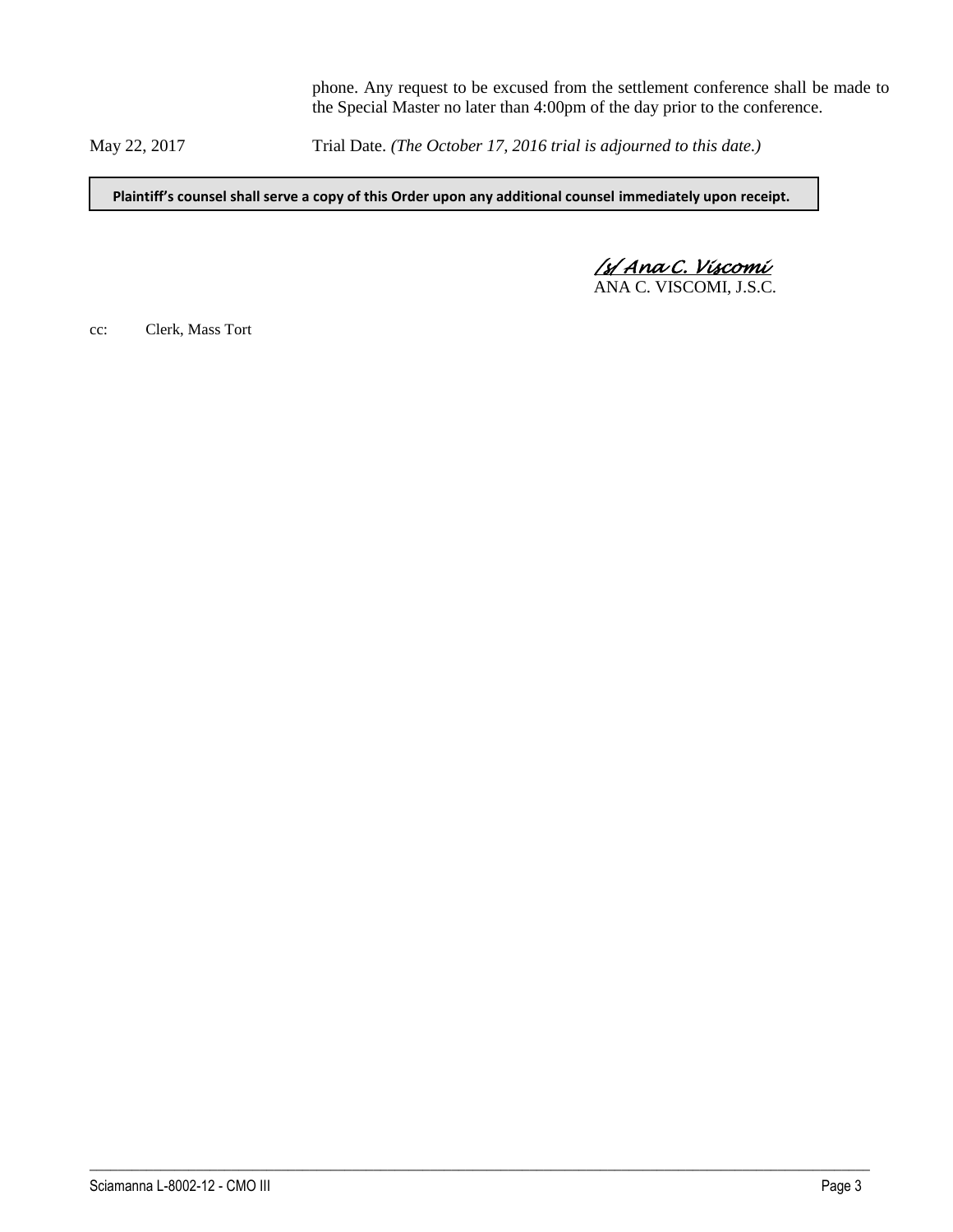phone. Any request to be excused from the settlement conference shall be made to the Special Master no later than 4:00pm of the day prior to the conference.

May 22, 2017 Trial Date. *(The October 17, 2016 trial is adjourned to this date.)*

**Plaintiff's counsel shall serve a copy of this Order upon any additional counsel immediately upon receipt.**

/s/ Ana C. Viscomi
ANA C. VISCOMI, J.S.C.

cc: Clerk, Mass Tort